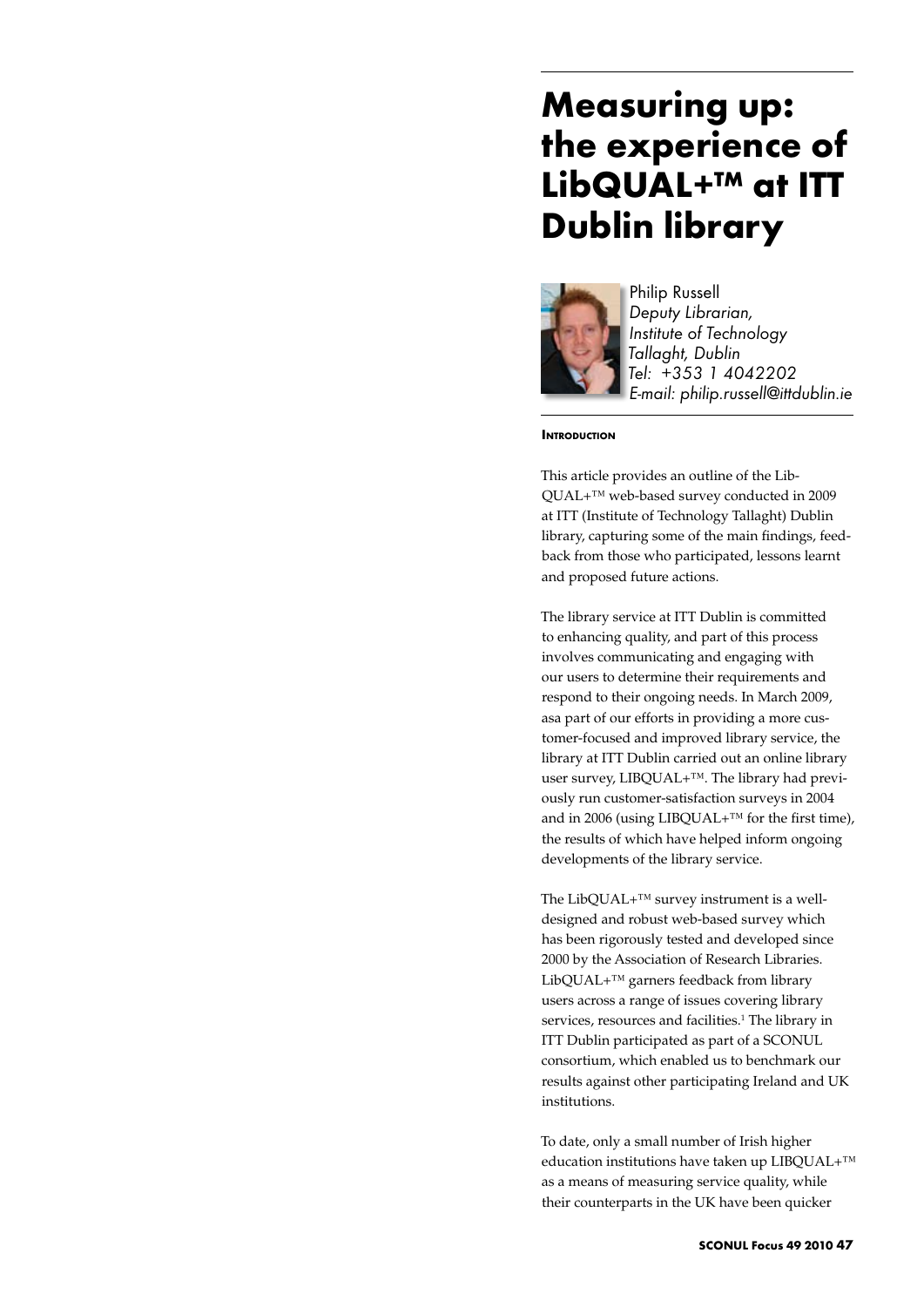# Measuring up: the experience of LibQUAL+™ at ITT Dublin library

Philip Russell
*Deputy Librarian,*
*Institute of Technology Tallaght, Dublin*
*Tel: +353 1 4042202*
*E-mail: philip.russell@ittdublin.ie*

## Introduction

This article provides an outline of the LibQUAL+™ web-based survey conducted in 2009 at ITT (Institute of Technology Tallaght) Dublin library, capturing some of the main findings, feedback from those who participated, lessons learnt and proposed future actions.

The library service at ITT Dublin is committed to enhancing quality, and part of this process involves communicating and engaging with our users to determine their requirements and respond to their ongoing needs. In March 2009, asa part of our efforts in providing a more customer-focused and improved library service, the library at ITT Dublin carried out an online library user survey, LIBQUAL+™. The library had previously run customer-satisfaction surveys in 2004 and in 2006 (using LIBQUAL+™ for the first time), the results of which have helped inform ongoing developments of the library service.

The LibQUAL+™ survey instrument is a well-designed and robust web-based survey which has been rigorously tested and developed since 2000 by the Association of Research Libraries. LibQUAL+™ garners feedback from library users across a range of issues covering library services, resources and facilities.[1] The library in ITT Dublin participated as part of a SCONUL consortium, which enabled us to benchmark our results against other participating Ireland and UK institutions.

To date, only a small number of Irish higher education institutions have taken up LIBQUAL+™ as a means of measuring service quality, while their counterparts in the UK have been quicker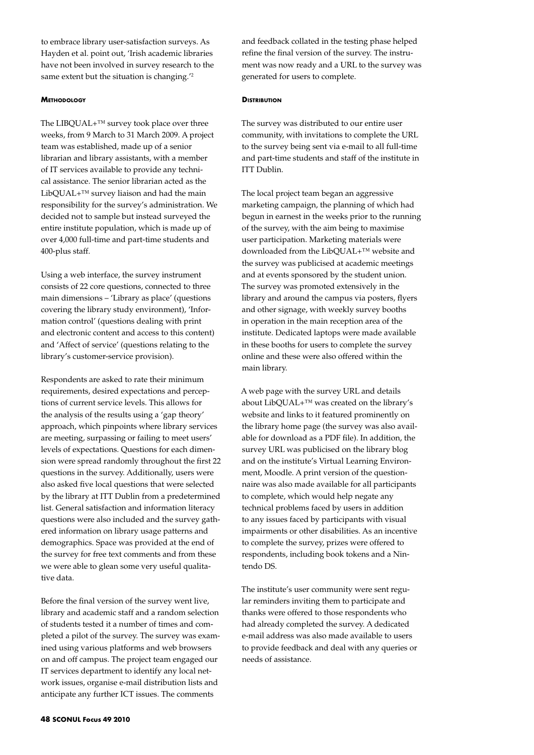to embrace library user-satisfaction surveys. As Hayden et al. point out, 'Irish academic libraries have not been involved in survey research to the same extent but the situation is changing.'[2]

#### Methodology

The LIBQUAL+™ survey took place over three weeks, from 9 March to 31 March 2009. A project team was established, made up of a senior librarian and library assistants, with a member of IT services available to provide any technical assistance. The senior librarian acted as the LibQUAL+™ survey liaison and had the main responsibility for the survey's administration. We decided not to sample but instead surveyed the entire institute population, which is made up of over 4,000 full-time and part-time students and 400-plus staff.

Using a web interface, the survey instrument consists of 22 core questions, connected to three main dimensions – 'Library as place' (questions covering the library study environment), 'Information control' (questions dealing with print and electronic content and access to this content) and 'Affect of service' (questions relating to the library's customer-service provision).

Respondents are asked to rate their minimum requirements, desired expectations and perceptions of current service levels. This allows for the analysis of the results using a 'gap theory' approach, which pinpoints where library services are meeting, surpassing or failing to meet users' levels of expectations. Questions for each dimension were spread randomly throughout the first 22 questions in the survey. Additionally, users were also asked five local questions that were selected by the library at ITT Dublin from a predetermined list. General satisfaction and information literacy questions were also included and the survey gathered information on library usage patterns and demographics. Space was provided at the end of the survey for free text comments and from these we were able to glean some very useful qualitative data.

Before the final version of the survey went live, library and academic staff and a random selection of students tested it a number of times and completed a pilot of the survey. The survey was examined using various platforms and web browsers on and off campus. The project team engaged our IT services department to identify any local network issues, organise e-mail distribution lists and anticipate any further ICT issues. The comments and feedback collated in the testing phase helped refine the final version of the survey. The instrument was now ready and a URL to the survey was generated for users to complete.

#### Distribution

The survey was distributed to our entire user community, with invitations to complete the URL to the survey being sent via e-mail to all full-time and part-time students and staff of the institute in ITT Dublin.

The local project team began an aggressive marketing campaign, the planning of which had begun in earnest in the weeks prior to the running of the survey, with the aim being to maximise user participation. Marketing materials were downloaded from the LibQUAL+™ website and the survey was publicised at academic meetings and at events sponsored by the student union. The survey was promoted extensively in the library and around the campus via posters, flyers and other signage, with weekly survey booths in operation in the main reception area of the institute. Dedicated laptops were made available in these booths for users to complete the survey online and these were also offered within the main library.

A web page with the survey URL and details about LibQUAL+™ was created on the library's website and links to it featured prominently on the library home page (the survey was also available for download as a PDF file). In addition, the survey URL was publicised on the library blog and on the institute's Virtual Learning Environment, Moodle. A print version of the questionnaire was also made available for all participants to complete, which would help negate any technical problems faced by users in addition to any issues faced by participants with visual impairments or other disabilities. As an incentive to complete the survey, prizes were offered to respondents, including book tokens and a Nintendo DS.

The institute's user community were sent regular reminders inviting them to participate and thanks were offered to those respondents who had already completed the survey. A dedicated e-mail address was also made available to users to provide feedback and deal with any queries or needs of assistance.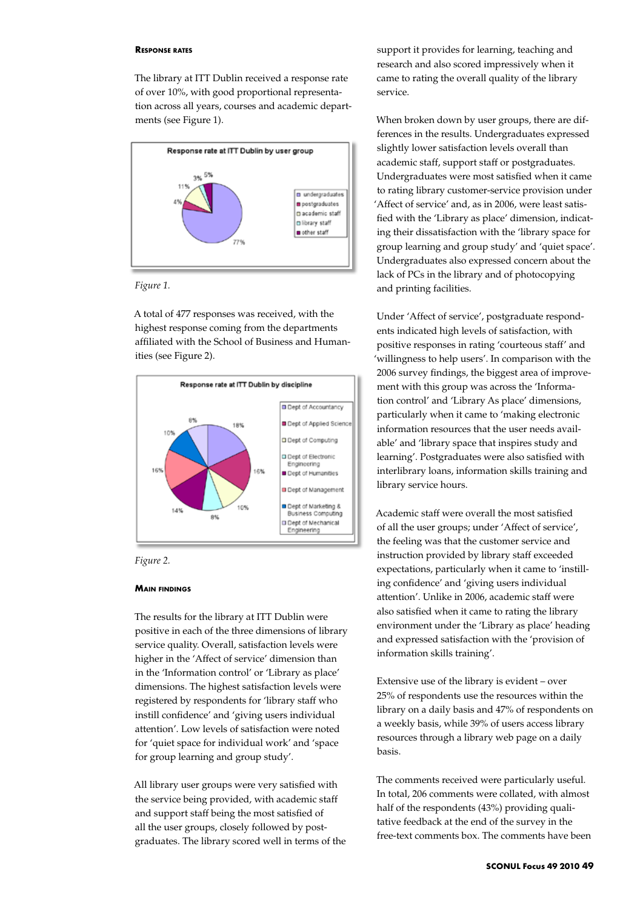#### Response rates

The library at ITT Dublin received a response rate of over 10%, with good proportional representation across all years, courses and academic departments (see Figure 1).

*Figure 1.*

A total of 477 responses was received, with the highest response coming from the departments affiliated with the School of Business and Humanities (see Figure 2).

*Figure 2.*

#### Main findings

The results for the library at ITT Dublin were positive in each of the three dimensions of library service quality. Overall, satisfaction levels were higher in the 'Affect of service' dimension than in the 'Information control' or 'Library as place' dimensions. The highest satisfaction levels were registered by respondents for 'library staff who instill confidence' and 'giving users individual attention'. Low levels of satisfaction were noted for 'quiet space for individual work' and 'space for group learning and group study'.

All library user groups were very satisfied with the service being provided, with academic staff and support staff being the most satisfied of all the user groups, closely followed by postgraduates. The library scored well in terms of the support it provides for learning, teaching and research and also scored impressively when it came to rating the overall quality of the library service.

When broken down by user groups, there are differences in the results. Undergraduates expressed slightly lower satisfaction levels overall than academic staff, support staff or postgraduates. Undergraduates were most satisfied when it came to rating library customer-service provision under 'Affect of service' and, as in 2006, were least satisfied with the 'Library as place' dimension, indicating their dissatisfaction with the 'library space for group learning and group study' and 'quiet space'. Undergraduates also expressed concern about the lack of PCs in the library and of photocopying and printing facilities.

Under 'Affect of service', postgraduate respondents indicated high levels of satisfaction, with positive responses in rating 'courteous staff' and 'willingness to help users'. In comparison with the 2006 survey findings, the biggest area of improvement with this group was across the 'Information control' and 'Library As place' dimensions, particularly when it came to 'making electronic information resources that the user needs available' and 'library space that inspires study and learning'. Postgraduates were also satisfied with interlibrary loans, information skills training and library service hours.

Academic staff were overall the most satisfied of all the user groups; under 'Affect of service', the feeling was that the customer service and instruction provided by library staff exceeded expectations, particularly when it came to 'instilling confidence' and 'giving users individual attention'. Unlike in 2006, academic staff were also satisfied when it came to rating the library environment under the 'Library as place' heading and expressed satisfaction with the 'provision of information skills training'.

Extensive use of the library is evident – over 25% of respondents use the resources within the library on a daily basis and 47% of respondents on a weekly basis, while 39% of users access library resources through a library web page on a daily basis.

The comments received were particularly useful. In total, 206 comments were collated, with almost half of the respondents (43%) providing qualitative feedback at the end of the survey in the free-text comments box. The comments have been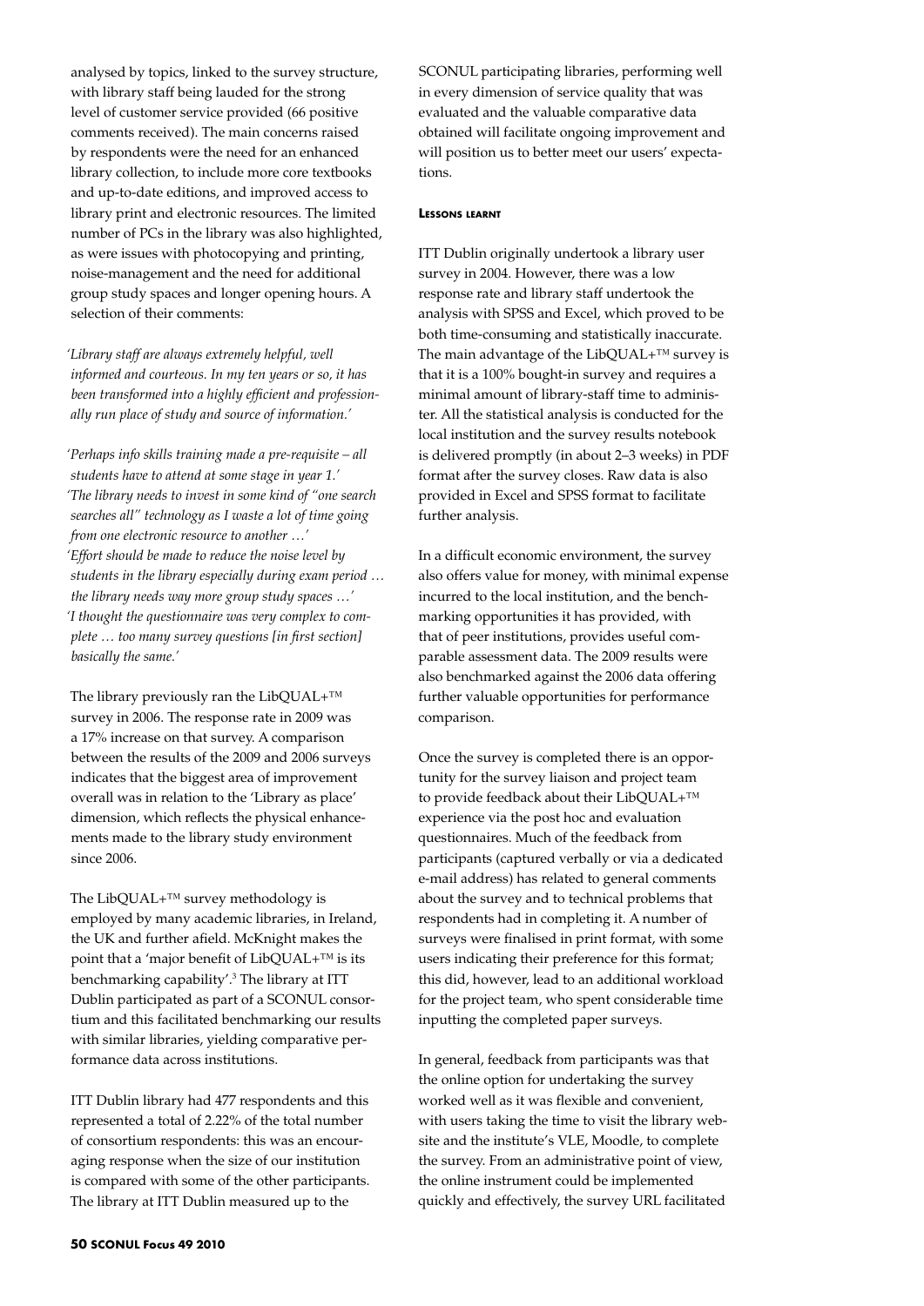analysed by topics, linked to the survey structure, with library staff being lauded for the strong level of customer service provided (66 positive comments received). The main concerns raised by respondents were the need for an enhanced library collection, to include more core textbooks and up-to-date editions, and improved access to library print and electronic resources. The limited number of PCs in the library was also highlighted, as were issues with photocopying and printing, noise-management and the need for additional group study spaces and longer opening hours. A selection of their comments:

*'Library staff are always extremely helpful, well informed and courteous. In my ten years or so, it has been transformed into a highly efficient and professionally run place of study and source of information.'*

*'Perhaps info skills training made a pre-requisite – all students have to attend at some stage in year 1.'*
*'The library needs to invest in some kind of "one search searches all" technology as I waste a lot of time going from one electronic resource to another …'*
*'Effort should be made to reduce the noise level by students in the library especially during exam period … the library needs way more group study spaces …'*
*'I thought the questionnaire was very complex to complete … too many survey questions [in first section] basically the same.'*

The library previously ran the LibQUAL+™ survey in 2006. The response rate in 2009 was a 17% increase on that survey. A comparison between the results of the 2009 and 2006 surveys indicates that the biggest area of improvement overall was in relation to the 'Library as place' dimension, which reflects the physical enhancements made to the library study environment since 2006.

The LibQUAL+™ survey methodology is employed by many academic libraries, in Ireland, the UK and further afield. McKnight makes the point that a 'major benefit of LibQUAL+™ is its benchmarking capability'.[3] The library at ITT Dublin participated as part of a SCONUL consortium and this facilitated benchmarking our results with similar libraries, yielding comparative performance data across institutions.

ITT Dublin library had 477 respondents and this represented a total of 2.22% of the total number of consortium respondents: this was an encouraging response when the size of our institution is compared with some of the other participants. The library at ITT Dublin measured up to the SCONUL participating libraries, performing well in every dimension of service quality that was evaluated and the valuable comparative data obtained will facilitate ongoing improvement and will position us to better meet our users' expectations.

#### Lessons learnt

ITT Dublin originally undertook a library user survey in 2004. However, there was a low response rate and library staff undertook the analysis with SPSS and Excel, which proved to be both time-consuming and statistically inaccurate. The main advantage of the LibQUAL+™ survey is that it is a 100% bought-in survey and requires a minimal amount of library-staff time to administer. All the statistical analysis is conducted for the local institution and the survey results notebook is delivered promptly (in about 2–3 weeks) in PDF format after the survey closes. Raw data is also provided in Excel and SPSS format to facilitate further analysis.

In a difficult economic environment, the survey also offers value for money, with minimal expense incurred to the local institution, and the benchmarking opportunities it has provided, with that of peer institutions, provides useful comparable assessment data. The 2009 results were also benchmarked against the 2006 data offering further valuable opportunities for performance comparison.

Once the survey is completed there is an opportunity for the survey liaison and project team to provide feedback about their LibQUAL+™ experience via the post hoc and evaluation questionnaires. Much of the feedback from participants (captured verbally or via a dedicated e-mail address) has related to general comments about the survey and to technical problems that respondents had in completing it. A number of surveys were finalised in print format, with some users indicating their preference for this format; this did, however, lead to an additional workload for the project team, who spent considerable time inputting the completed paper surveys.

In general, feedback from participants was that the online option for undertaking the survey worked well as it was flexible and convenient, with users taking the time to visit the library website and the institute's VLE, Moodle, to complete the survey. From an administrative point of view, the online instrument could be implemented quickly and effectively, the survey URL facilitated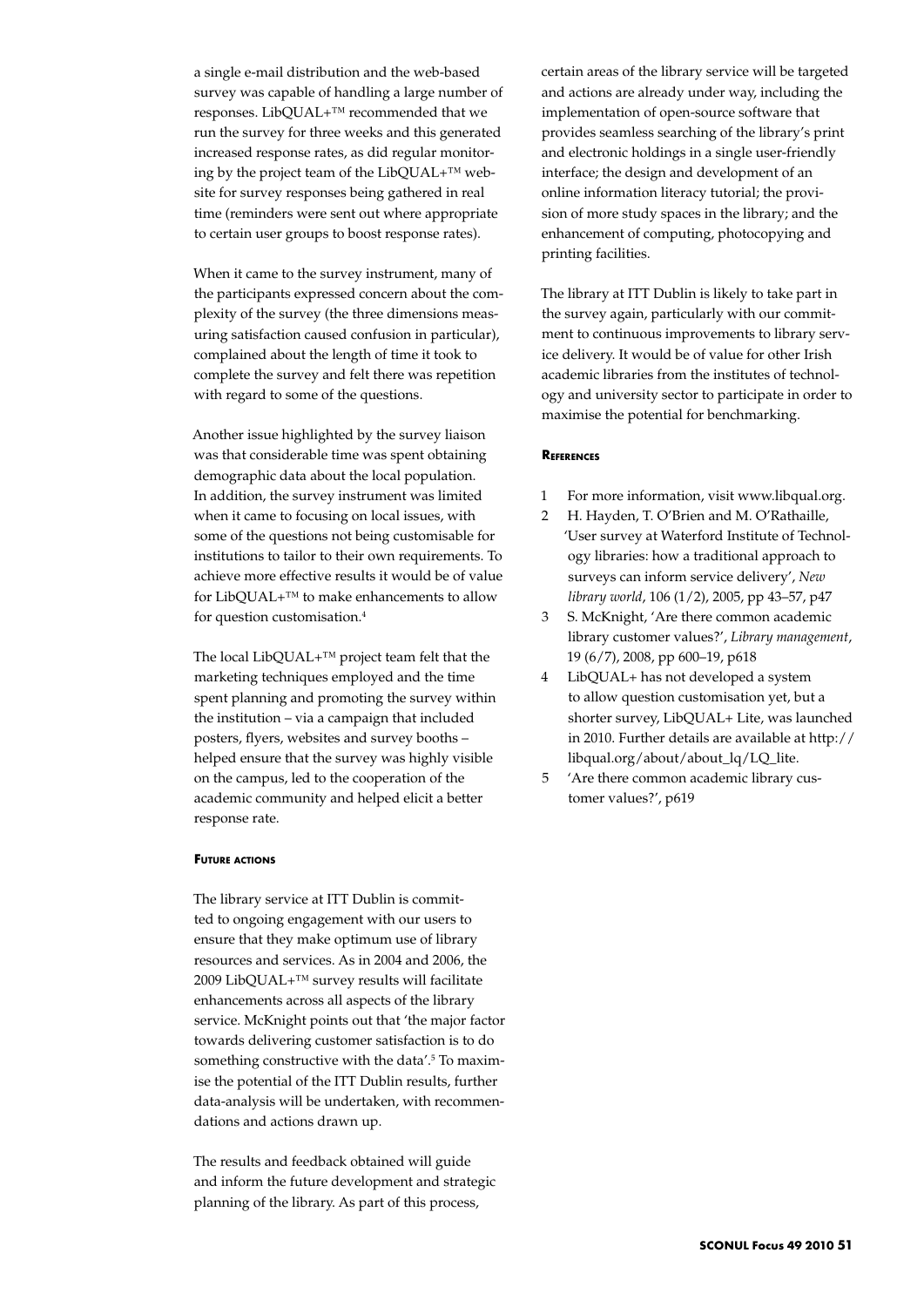a single e-mail distribution and the web-based survey was capable of handling a large number of responses. LibQUAL+™ recommended that we run the survey for three weeks and this generated increased response rates, as did regular monitoring by the project team of the LibQUAL+™ website for survey responses being gathered in real time (reminders were sent out where appropriate to certain user groups to boost response rates).

When it came to the survey instrument, many of the participants expressed concern about the complexity of the survey (the three dimensions measuring satisfaction caused confusion in particular), complained about the length of time it took to complete the survey and felt there was repetition with regard to some of the questions.

Another issue highlighted by the survey liaison was that considerable time was spent obtaining demographic data about the local population. In addition, the survey instrument was limited when it came to focusing on local issues, with some of the questions not being customisable for institutions to tailor to their own requirements. To achieve more effective results it would be of value for LibQUAL+™ to make enhancements to allow for question customisation.[4]

The local LibQUAL+™ project team felt that the marketing techniques employed and the time spent planning and promoting the survey within the institution – via a campaign that included posters, flyers, websites and survey booths – helped ensure that the survey was highly visible on the campus, led to the cooperation of the academic community and helped elicit a better response rate.

#### Future actions

The library service at ITT Dublin is committed to ongoing engagement with our users to ensure that they make optimum use of library resources and services. As in 2004 and 2006, the 2009 LibQUAL+™ survey results will facilitate enhancements across all aspects of the library service. McKnight points out that 'the major factor towards delivering customer satisfaction is to do something constructive with the data'.[5] To maximise the potential of the ITT Dublin results, further data-analysis will be undertaken, with recommendations and actions drawn up.

The results and feedback obtained will guide and inform the future development and strategic planning of the library. As part of this process, certain areas of the library service will be targeted and actions are already under way, including the implementation of open-source software that provides seamless searching of the library's print and electronic holdings in a single user-friendly interface; the design and development of an online information literacy tutorial; the provision of more study spaces in the library; and the enhancement of computing, photocopying and printing facilities.

The library at ITT Dublin is likely to take part in the survey again, particularly with our commitment to continuous improvements to library service delivery. It would be of value for other Irish academic libraries from the institutes of technology and university sector to participate in order to maximise the potential for benchmarking.

#### References

1. For more information, visit www.libqual.org.
2. H. Hayden, T. O'Brien and M. O'Rathaille, 'User survey at Waterford Institute of Technology libraries: how a traditional approach to surveys can inform service delivery', *New library world*, 106 (1/2), 2005, pp 43–57, p47
3. S. McKnight, 'Are there common academic library customer values?', *Library management*, 19 (6/7), 2008, pp 600–19, p618
4. LibQUAL+ has not developed a system to allow question customisation yet, but a shorter survey, LibQUAL+ Lite, was launched in 2010. Further details are available at http://libqual.org/about/about_lq/LQ_lite.
5. 'Are there common academic library customer values?', p619